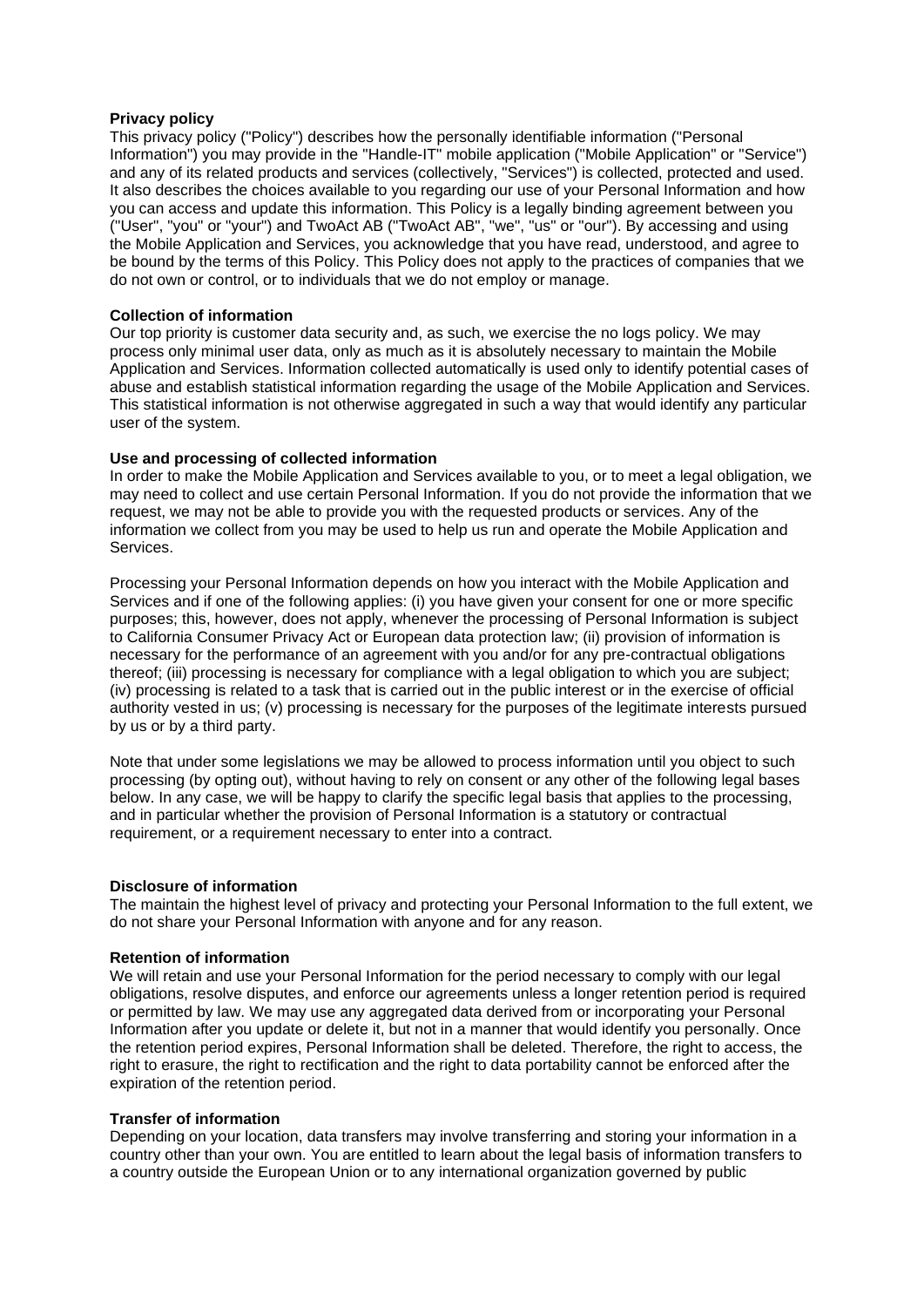**Privacy policy**

This privacy policy ("Policy") describes how the personally identifiable information ("Personal Information") you may provide in the "Handle-IT" mobile application ("Mobile Application" or "Service") and any of its related products and services (collectively, "Services") is collected, protected and used. It also describes the choices available to you regarding our use of your Personal Information and how you can access and update this information. This Policy is a legally binding agreement between you ("User", "you" or "your") and TwoAct AB ("TwoAct AB", "we", "us" or "our"). By accessing and using the Mobile Application and Services, you acknowledge that you have read, understood, and agree to be bound by the terms of this Policy. This Policy does not apply to the practices of companies that we do not own or control, or to individuals that we do not employ or manage.

**Collection of information**

Our top priority is customer data security and, as such, we exercise the no logs policy. We may process only minimal user data, only as much as it is absolutely necessary to maintain the Mobile Application and Services. Information collected automatically is used only to identify potential cases of abuse and establish statistical information regarding the usage of the Mobile Application and Services. This statistical information is not otherwise aggregated in such a way that would identify any particular user of the system.

**Use and processing of collected information**

In order to make the Mobile Application and Services available to you, or to meet a legal obligation, we may need to collect and use certain Personal Information. If you do not provide the information that we request, we may not be able to provide you with the requested products or services. Any of the information we collect from you may be used to help us run and operate the Mobile Application and Services.

Processing your Personal Information depends on how you interact with the Mobile Application and Services and if one of the following applies: (i) you have given your consent for one or more specific purposes; this, however, does not apply, whenever the processing of Personal Information is subject to California Consumer Privacy Act or European data protection law; (ii) provision of information is necessary for the performance of an agreement with you and/or for any pre-contractual obligations thereof; (iii) processing is necessary for compliance with a legal obligation to which you are subject; (iv) processing is related to a task that is carried out in the public interest or in the exercise of official authority vested in us; (v) processing is necessary for the purposes of the legitimate interests pursued by us or by a third party.

Note that under some legislations we may be allowed to process information until you object to such processing (by opting out), without having to rely on consent or any other of the following legal bases below. In any case, we will be happy to clarify the specific legal basis that applies to the processing, and in particular whether the provision of Personal Information is a statutory or contractual requirement, or a requirement necessary to enter into a contract.

**Disclosure of information**

The maintain the highest level of privacy and protecting your Personal Information to the full extent, we do not share your Personal Information with anyone and for any reason.

**Retention of information**

We will retain and use your Personal Information for the period necessary to comply with our legal obligations, resolve disputes, and enforce our agreements unless a longer retention period is required or permitted by law. We may use any aggregated data derived from or incorporating your Personal Information after you update or delete it, but not in a manner that would identify you personally. Once the retention period expires, Personal Information shall be deleted. Therefore, the right to access, the right to erasure, the right to rectification and the right to data portability cannot be enforced after the expiration of the retention period.

**Transfer of information**

Depending on your location, data transfers may involve transferring and storing your information in a country other than your own. You are entitled to learn about the legal basis of information transfers to a country outside the European Union or to any international organization governed by public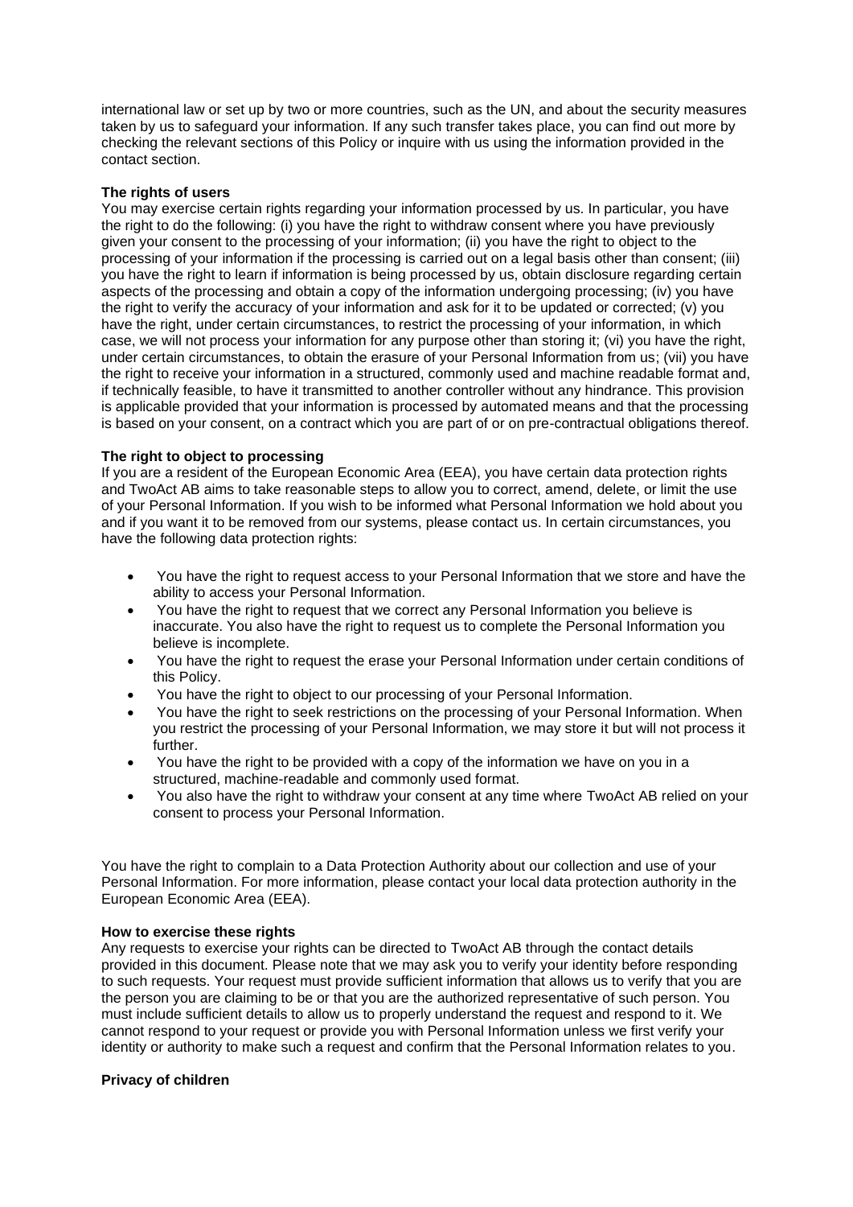international law or set up by two or more countries, such as the UN, and about the security measures taken by us to safeguard your information. If any such transfer takes place, you can find out more by checking the relevant sections of this Policy or inquire with us using the information provided in the contact section.

**The rights of users**

You may exercise certain rights regarding your information processed by us. In particular, you have the right to do the following: (i) you have the right to withdraw consent where you have previously given your consent to the processing of your information; (ii) you have the right to object to the processing of your information if the processing is carried out on a legal basis other than consent; (iii) you have the right to learn if information is being processed by us, obtain disclosure regarding certain aspects of the processing and obtain a copy of the information undergoing processing; (iv) you have the right to verify the accuracy of your information and ask for it to be updated or corrected; (v) you have the right, under certain circumstances, to restrict the processing of your information, in which case, we will not process your information for any purpose other than storing it; (vi) you have the right, under certain circumstances, to obtain the erasure of your Personal Information from us; (vii) you have the right to receive your information in a structured, commonly used and machine readable format and, if technically feasible, to have it transmitted to another controller without any hindrance. This provision is applicable provided that your information is processed by automated means and that the processing is based on your consent, on a contract which you are part of or on pre-contractual obligations thereof.

**The right to object to processing**

If you are a resident of the European Economic Area (EEA), you have certain data protection rights and TwoAct AB aims to take reasonable steps to allow you to correct, amend, delete, or limit the use of your Personal Information. If you wish to be informed what Personal Information we hold about you and if you want it to be removed from our systems, please contact us. In certain circumstances, you have the following data protection rights:

- You have the right to request access to your Personal Information that we store and have the ability to access your Personal Information.
- You have the right to request that we correct any Personal Information you believe is inaccurate. You also have the right to request us to complete the Personal Information you believe is incomplete.
- You have the right to request the erase your Personal Information under certain conditions of this Policy.
- You have the right to object to our processing of your Personal Information.
- You have the right to seek restrictions on the processing of your Personal Information. When you restrict the processing of your Personal Information, we may store it but will not process it further.
- You have the right to be provided with a copy of the information we have on you in a structured, machine-readable and commonly used format.
- You also have the right to withdraw your consent at any time where TwoAct AB relied on your consent to process your Personal Information.

You have the right to complain to a Data Protection Authority about our collection and use of your Personal Information. For more information, please contact your local data protection authority in the European Economic Area (EEA).

**How to exercise these rights**

Any requests to exercise your rights can be directed to TwoAct AB through the contact details provided in this document. Please note that we may ask you to verify your identity before responding to such requests. Your request must provide sufficient information that allows us to verify that you are the person you are claiming to be or that you are the authorized representative of such person. You must include sufficient details to allow us to properly understand the request and respond to it. We cannot respond to your request or provide you with Personal Information unless we first verify your identity or authority to make such a request and confirm that the Personal Information relates to you.

**Privacy of children**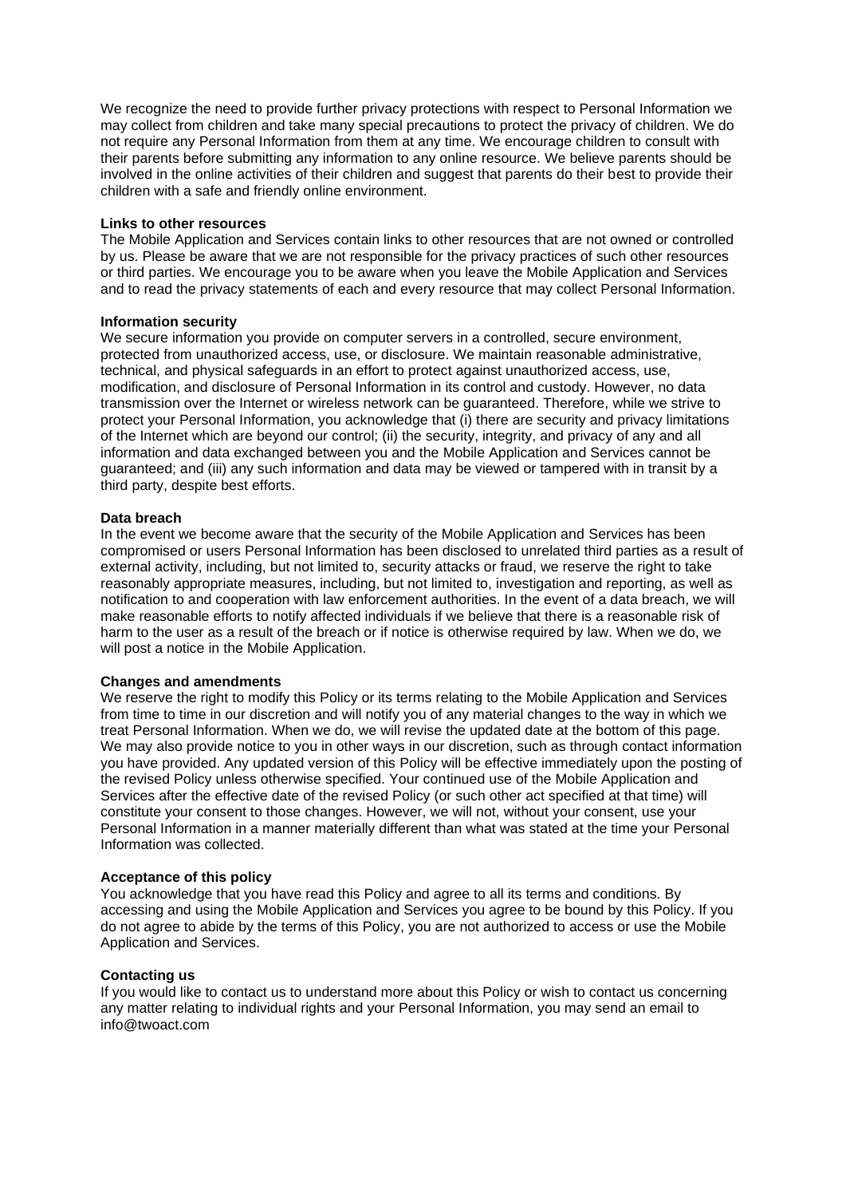We recognize the need to provide further privacy protections with respect to Personal Information we may collect from children and take many special precautions to protect the privacy of children. We do not require any Personal Information from them at any time. We encourage children to consult with their parents before submitting any information to any online resource. We believe parents should be involved in the online activities of their children and suggest that parents do their best to provide their children with a safe and friendly online environment.

**Links to other resources**
The Mobile Application and Services contain links to other resources that are not owned or controlled by us. Please be aware that we are not responsible for the privacy practices of such other resources or third parties. We encourage you to be aware when you leave the Mobile Application and Services and to read the privacy statements of each and every resource that may collect Personal Information.

**Information security**
We secure information you provide on computer servers in a controlled, secure environment, protected from unauthorized access, use, or disclosure. We maintain reasonable administrative, technical, and physical safeguards in an effort to protect against unauthorized access, use, modification, and disclosure of Personal Information in its control and custody. However, no data transmission over the Internet or wireless network can be guaranteed. Therefore, while we strive to protect your Personal Information, you acknowledge that (i) there are security and privacy limitations of the Internet which are beyond our control; (ii) the security, integrity, and privacy of any and all information and data exchanged between you and the Mobile Application and Services cannot be guaranteed; and (iii) any such information and data may be viewed or tampered with in transit by a third party, despite best efforts.

**Data breach**
In the event we become aware that the security of the Mobile Application and Services has been compromised or users Personal Information has been disclosed to unrelated third parties as a result of external activity, including, but not limited to, security attacks or fraud, we reserve the right to take reasonably appropriate measures, including, but not limited to, investigation and reporting, as well as notification to and cooperation with law enforcement authorities. In the event of a data breach, we will make reasonable efforts to notify affected individuals if we believe that there is a reasonable risk of harm to the user as a result of the breach or if notice is otherwise required by law. When we do, we will post a notice in the Mobile Application.

**Changes and amendments**
We reserve the right to modify this Policy or its terms relating to the Mobile Application and Services from time to time in our discretion and will notify you of any material changes to the way in which we treat Personal Information. When we do, we will revise the updated date at the bottom of this page. We may also provide notice to you in other ways in our discretion, such as through contact information you have provided. Any updated version of this Policy will be effective immediately upon the posting of the revised Policy unless otherwise specified. Your continued use of the Mobile Application and Services after the effective date of the revised Policy (or such other act specified at that time) will constitute your consent to those changes. However, we will not, without your consent, use your Personal Information in a manner materially different than what was stated at the time your Personal Information was collected.

**Acceptance of this policy**
You acknowledge that you have read this Policy and agree to all its terms and conditions. By accessing and using the Mobile Application and Services you agree to be bound by this Policy. If you do not agree to abide by the terms of this Policy, you are not authorized to access or use the Mobile Application and Services.

**Contacting us**
If you would like to contact us to understand more about this Policy or wish to contact us concerning any matter relating to individual rights and your Personal Information, you may send an email to info@twoact.com